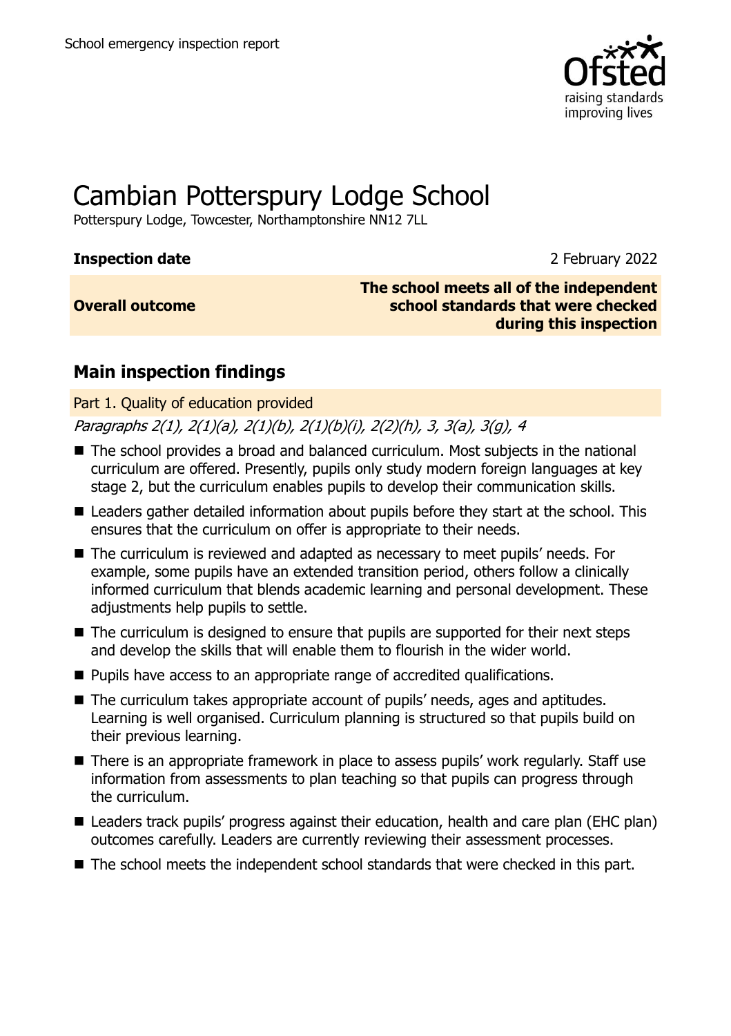# Cambian Potterspury Lodge School

Potterspury Lodge, Towcester, Northamptonshire NN12 7LL

| | |
|---|---|
| **Inspection date** | 2 February 2022 |
| **Overall outcome** | **The school meets all of the independent school standards that were checked during this inspection** |

## Main inspection findings

### Part 1. Quality of education provided

*Paragraphs 2(1), 2(1)(a), 2(1)(b), 2(1)(b)(i), 2(2)(h), 3, 3(a), 3(g), 4*

- The school provides a broad and balanced curriculum. Most subjects in the national curriculum are offered. Presently, pupils only study modern foreign languages at key stage 2, but the curriculum enables pupils to develop their communication skills.
- Leaders gather detailed information about pupils before they start at the school. This ensures that the curriculum on offer is appropriate to their needs.
- The curriculum is reviewed and adapted as necessary to meet pupils' needs. For example, some pupils have an extended transition period, others follow a clinically informed curriculum that blends academic learning and personal development. These adjustments help pupils to settle.
- The curriculum is designed to ensure that pupils are supported for their next steps and develop the skills that will enable them to flourish in the wider world.
- Pupils have access to an appropriate range of accredited qualifications.
- The curriculum takes appropriate account of pupils' needs, ages and aptitudes. Learning is well organised. Curriculum planning is structured so that pupils build on their previous learning.
- There is an appropriate framework in place to assess pupils' work regularly. Staff use information from assessments to plan teaching so that pupils can progress through the curriculum.
- Leaders track pupils' progress against their education, health and care plan (EHC plan) outcomes carefully. Leaders are currently reviewing their assessment processes.
- The school meets the independent school standards that were checked in this part.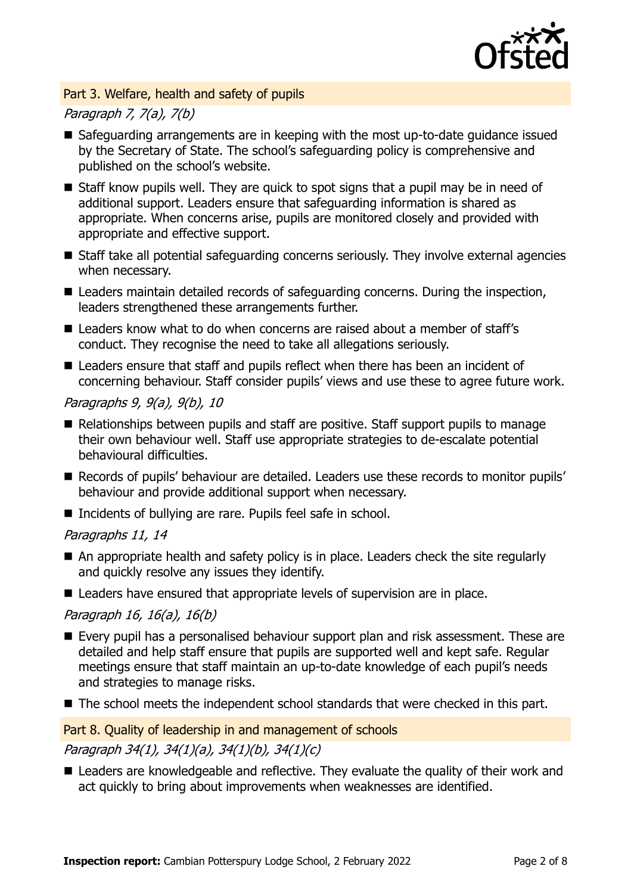## Part 3. Welfare, health and safety of pupils

*Paragraph 7, 7(a), 7(b)*

- Safeguarding arrangements are in keeping with the most up-to-date guidance issued by the Secretary of State. The school's safeguarding policy is comprehensive and published on the school's website.
- Staff know pupils well. They are quick to spot signs that a pupil may be in need of additional support. Leaders ensure that safeguarding information is shared as appropriate. When concerns arise, pupils are monitored closely and provided with appropriate and effective support.
- Staff take all potential safeguarding concerns seriously. They involve external agencies when necessary.
- Leaders maintain detailed records of safeguarding concerns. During the inspection, leaders strengthened these arrangements further.
- Leaders know what to do when concerns are raised about a member of staff's conduct. They recognise the need to take all allegations seriously.
- Leaders ensure that staff and pupils reflect when there has been an incident of concerning behaviour. Staff consider pupils' views and use these to agree future work.

*Paragraphs 9, 9(a), 9(b), 10*

- Relationships between pupils and staff are positive. Staff support pupils to manage their own behaviour well. Staff use appropriate strategies to de-escalate potential behavioural difficulties.
- Records of pupils' behaviour are detailed. Leaders use these records to monitor pupils' behaviour and provide additional support when necessary.
- Incidents of bullying are rare. Pupils feel safe in school.

*Paragraphs 11, 14*

- An appropriate health and safety policy is in place. Leaders check the site regularly and quickly resolve any issues they identify.
- Leaders have ensured that appropriate levels of supervision are in place.

*Paragraph 16, 16(a), 16(b)*

- Every pupil has a personalised behaviour support plan and risk assessment. These are detailed and help staff ensure that pupils are supported well and kept safe. Regular meetings ensure that staff maintain an up-to-date knowledge of each pupil's needs and strategies to manage risks.
- The school meets the independent school standards that were checked in this part.

## Part 8. Quality of leadership in and management of schools

*Paragraph 34(1), 34(1)(a), 34(1)(b), 34(1)(c)*

- Leaders are knowledgeable and reflective. They evaluate the quality of their work and act quickly to bring about improvements when weaknesses are identified.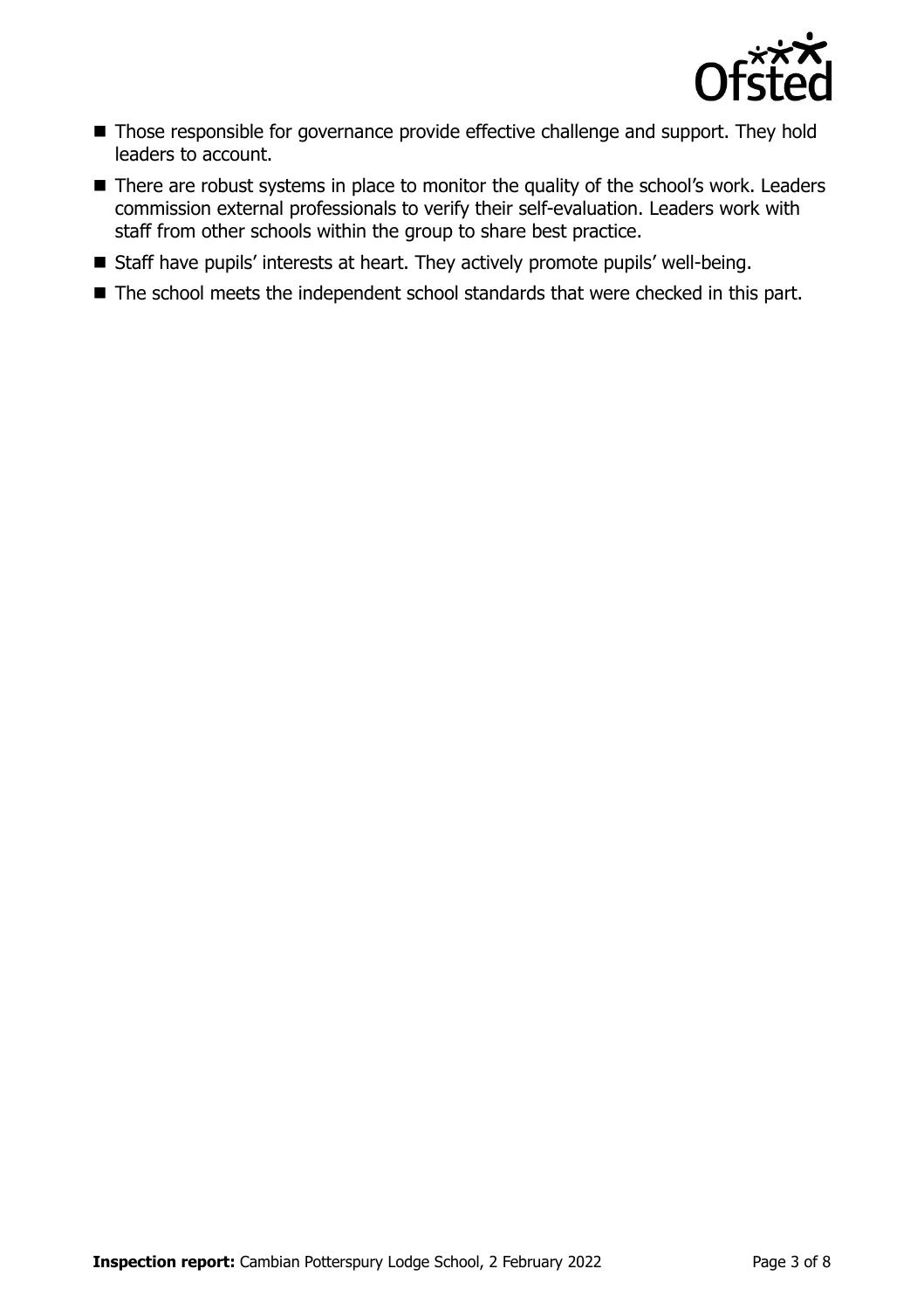- Those responsible for governance provide effective challenge and support. They hold leaders to account.
- There are robust systems in place to monitor the quality of the school's work. Leaders commission external professionals to verify their self-evaluation. Leaders work with staff from other schools within the group to share best practice.
- Staff have pupils' interests at heart. They actively promote pupils' well-being.
- The school meets the independent school standards that were checked in this part.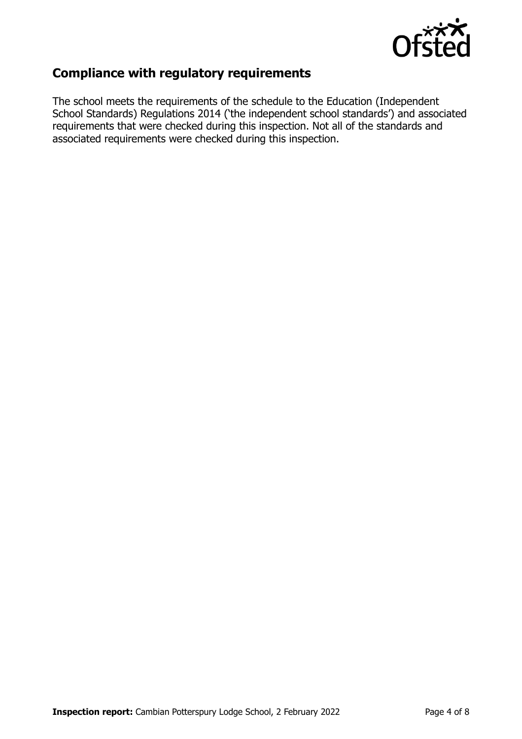## Compliance with regulatory requirements

The school meets the requirements of the schedule to the Education (Independent School Standards) Regulations 2014 ('the independent school standards') and associated requirements that were checked during this inspection. Not all of the standards and associated requirements were checked during this inspection.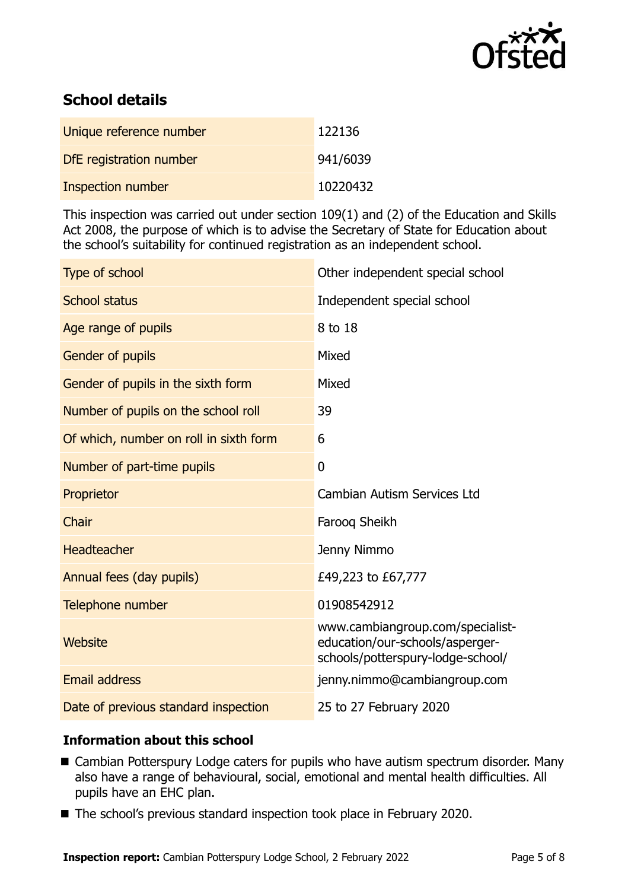## School details

| | |
|---|---|
| Unique reference number | 122136 |
| DfE registration number | 941/6039 |
| Inspection number | 10220432 |

This inspection was carried out under section 109(1) and (2) of the Education and Skills Act 2008, the purpose of which is to advise the Secretary of State for Education about the school's suitability for continued registration as an independent school.

| | |
|---|---|
| Type of school | Other independent special school |
| School status | Independent special school |
| Age range of pupils | 8 to 18 |
| Gender of pupils | Mixed |
| Gender of pupils in the sixth form | Mixed |
| Number of pupils on the school roll | 39 |
| Of which, number on roll in sixth form | 6 |
| Number of part-time pupils | 0 |
| Proprietor | Cambian Autism Services Ltd |
| Chair | Farooq Sheikh |
| Headteacher | Jenny Nimmo |
| Annual fees (day pupils) | £49,223 to £67,777 |
| Telephone number | 01908542912 |
| Website | www.cambiangroup.com/specialist-education/our-schools/asperger-schools/potterspury-lodge-school/ |
| Email address | jenny.nimmo@cambiangroup.com |
| Date of previous standard inspection | 25 to 27 February 2020 |

### Information about this school

- Cambian Potterspury Lodge caters for pupils who have autism spectrum disorder. Many also have a range of behavioural, social, emotional and mental health difficulties. All pupils have an EHC plan.
- The school's previous standard inspection took place in February 2020.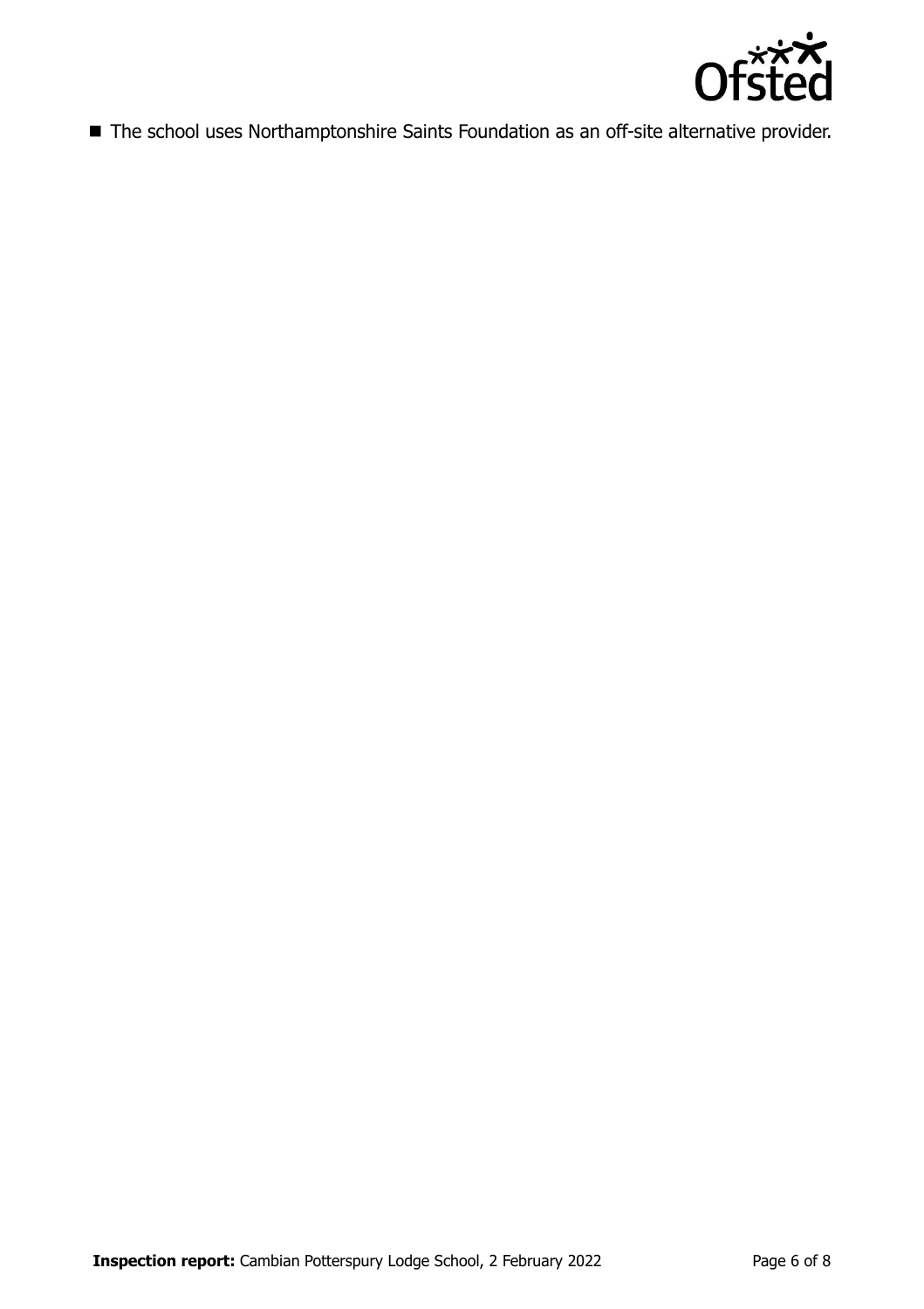- The school uses Northamptonshire Saints Foundation as an off-site alternative provider.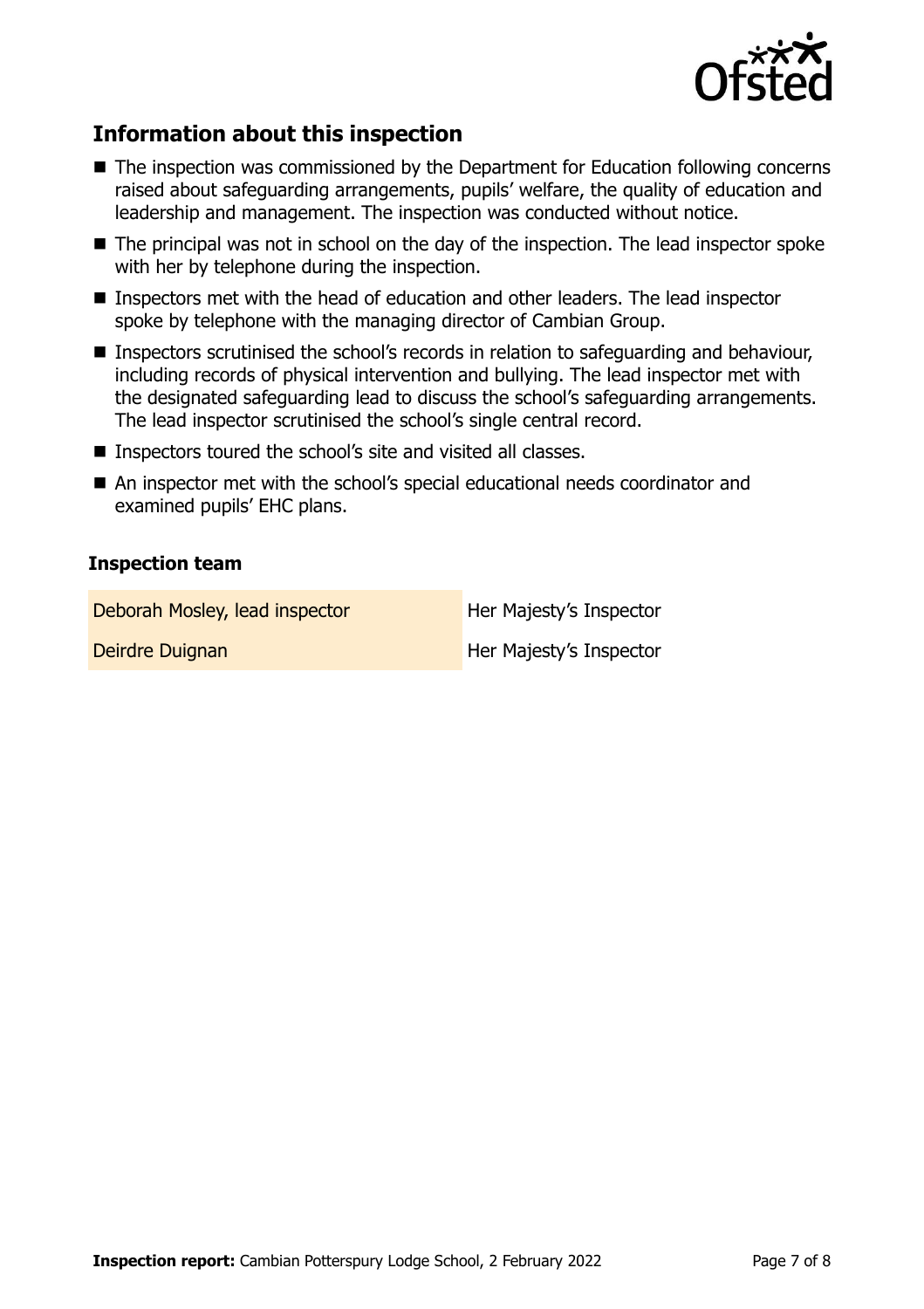## Information about this inspection

- The inspection was commissioned by the Department for Education following concerns raised about safeguarding arrangements, pupils' welfare, the quality of education and leadership and management. The inspection was conducted without notice.
- The principal was not in school on the day of the inspection. The lead inspector spoke with her by telephone during the inspection.
- Inspectors met with the head of education and other leaders. The lead inspector spoke by telephone with the managing director of Cambian Group.
- Inspectors scrutinised the school's records in relation to safeguarding and behaviour, including records of physical intervention and bullying. The lead inspector met with the designated safeguarding lead to discuss the school's safeguarding arrangements. The lead inspector scrutinised the school's single central record.
- Inspectors toured the school's site and visited all classes.
- An inspector met with the school's special educational needs coordinator and examined pupils' EHC plans.

### Inspection team

| | |
|---|---|
| Deborah Mosley, lead inspector | Her Majesty's Inspector |
| Deirdre Duignan | Her Majesty's Inspector |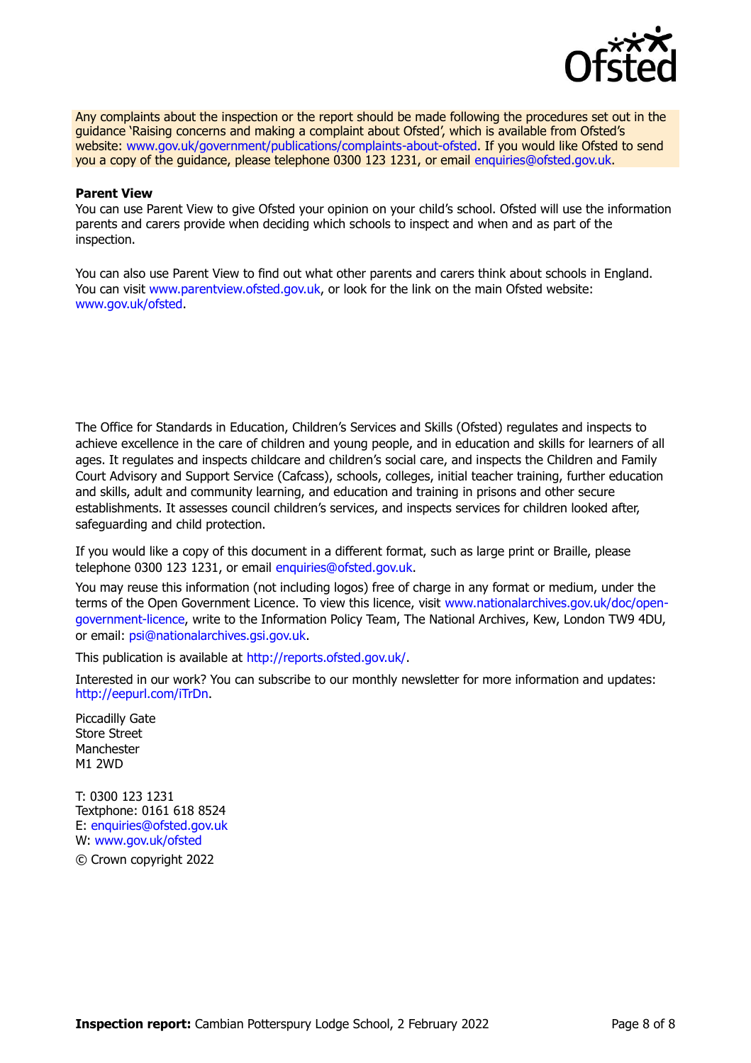Any complaints about the inspection or the report should be made following the procedures set out in the guidance 'Raising concerns and making a complaint about Ofsted', which is available from Ofsted's website: www.gov.uk/government/publications/complaints-about-ofsted. If you would like Ofsted to send you a copy of the guidance, please telephone 0300 123 1231, or email enquiries@ofsted.gov.uk.

**Parent View**

You can use Parent View to give Ofsted your opinion on your child's school. Ofsted will use the information parents and carers provide when deciding which schools to inspect and when and as part of the inspection.

You can also use Parent View to find out what other parents and carers think about schools in England. You can visit www.parentview.ofsted.gov.uk, or look for the link on the main Ofsted website: www.gov.uk/ofsted.

The Office for Standards in Education, Children's Services and Skills (Ofsted) regulates and inspects to achieve excellence in the care of children and young people, and in education and skills for learners of all ages. It regulates and inspects childcare and children's social care, and inspects the Children and Family Court Advisory and Support Service (Cafcass), schools, colleges, initial teacher training, further education and skills, adult and community learning, and education and training in prisons and other secure establishments. It assesses council children's services, and inspects services for children looked after, safeguarding and child protection.

If you would like a copy of this document in a different format, such as large print or Braille, please telephone 0300 123 1231, or email enquiries@ofsted.gov.uk.

You may reuse this information (not including logos) free of charge in any format or medium, under the terms of the Open Government Licence. To view this licence, visit www.nationalarchives.gov.uk/doc/open-government-licence, write to the Information Policy Team, The National Archives, Kew, London TW9 4DU, or email: psi@nationalarchives.gsi.gov.uk.

This publication is available at http://reports.ofsted.gov.uk/.

Interested in our work? You can subscribe to our monthly newsletter for more information and updates: http://eepurl.com/iTrDn.

Piccadilly Gate  
Store Street  
Manchester  
M1 2WD

T: 0300 123 1231  
Textphone: 0161 618 8524  
E: enquiries@ofsted.gov.uk  
W: www.gov.uk/ofsted

© Crown copyright 2022